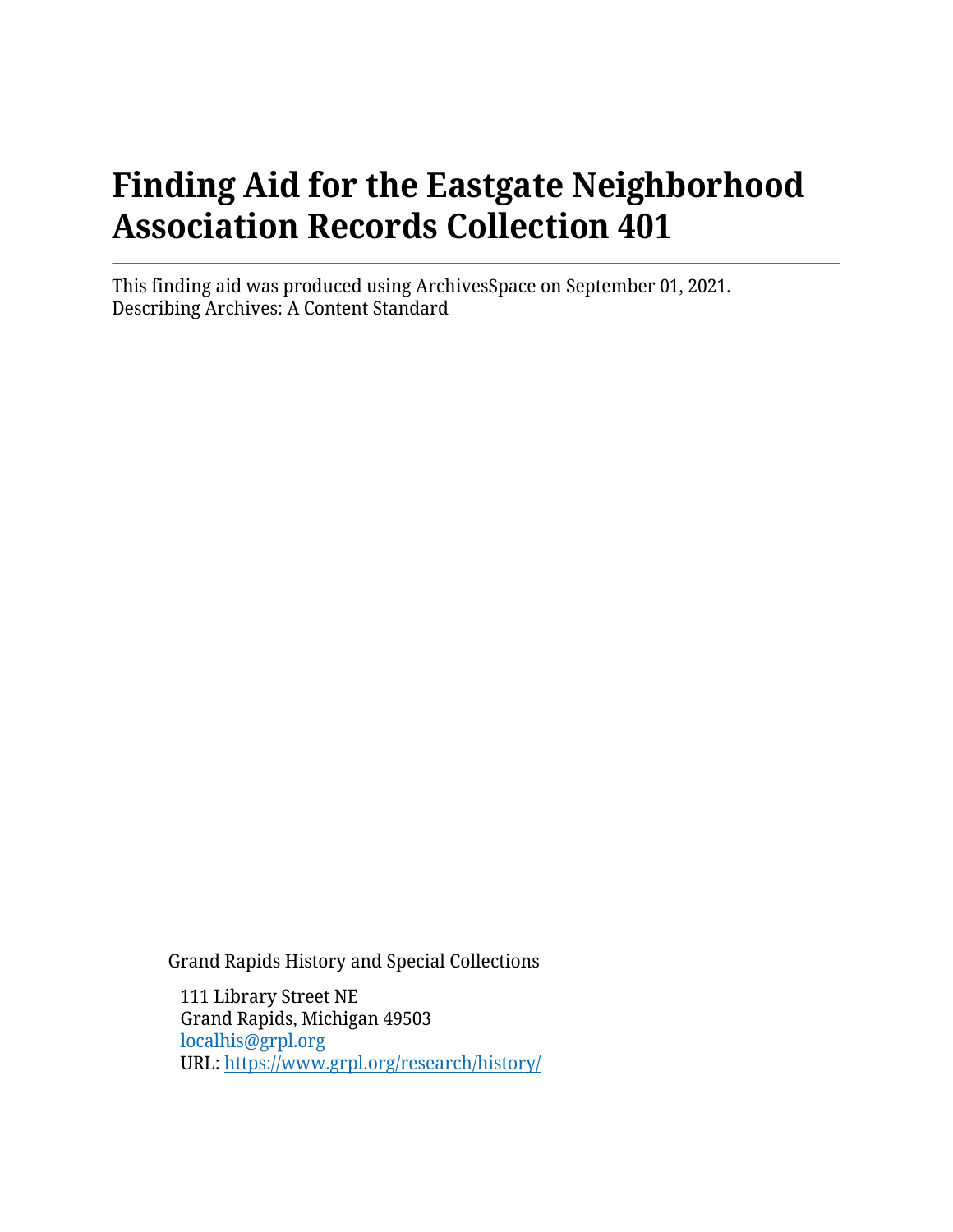# Finding Aid for the Eastgate Neighborhood Association Records Collection 401

---

This finding aid was produced using ArchivesSpace on September 01, 2021.
Describing Archives: A Content Standard

Grand Rapids History and Special Collections

111 Library Street NE
Grand Rapids, Michigan 49503
[localhis@grpl.org](mailto:localhis@grpl.org)
URL: [https://www.grpl.org/research/history/](https://www.grpl.org/research/history/)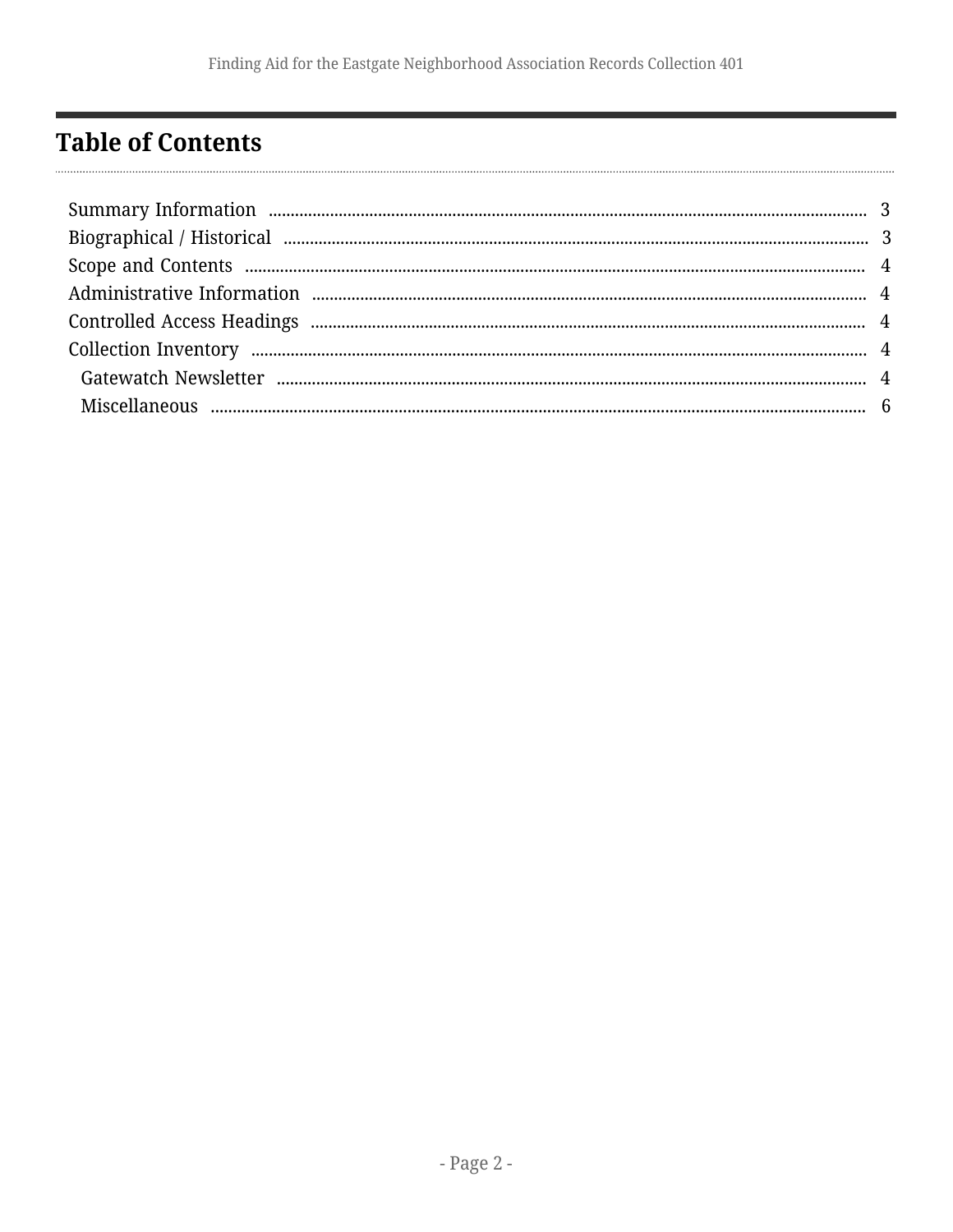# Table of Contents

- Summary Information ........ 3
- Biographical / Historical ........ 3
- Scope and Contents ........ 4
- Administrative Information ........ 4
- Controlled Access Headings ........ 4
- Collection Inventory ........ 4
  - Gatewatch Newsletter ........ 4
  - Miscellaneous ........ 6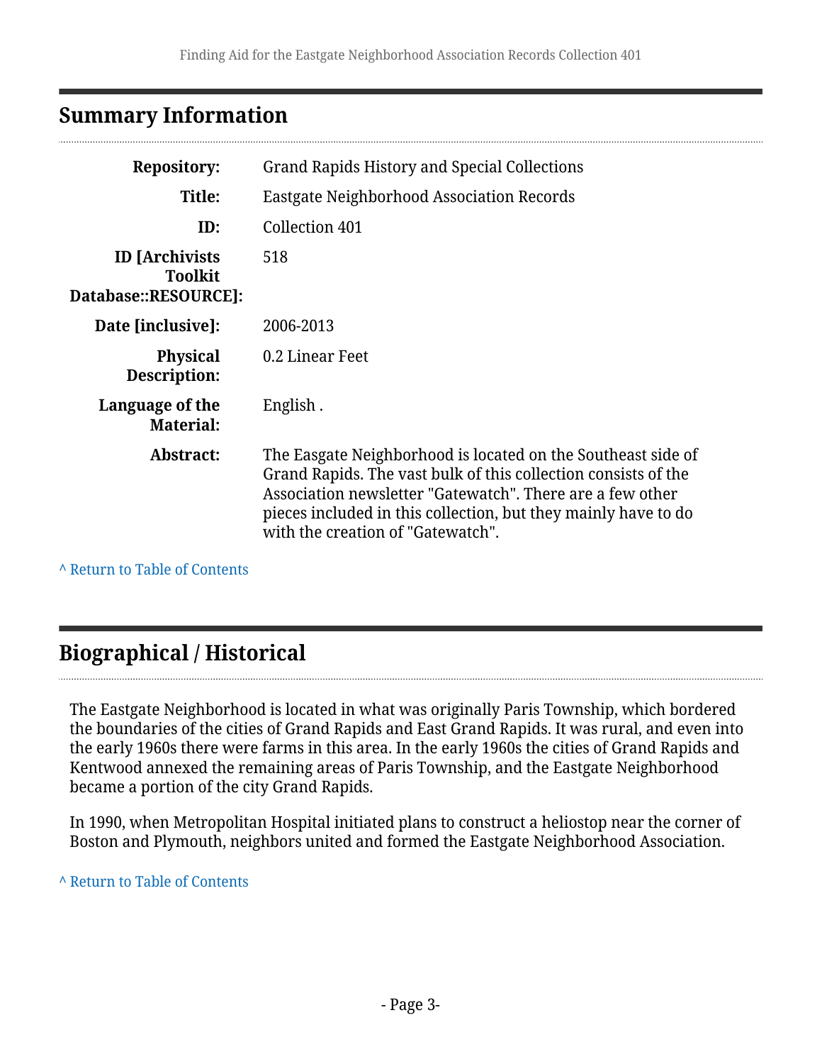## Summary Information

| | |
|---|---|
| **Repository:** | Grand Rapids History and Special Collections |
| **Title:** | Eastgate Neighborhood Association Records |
| **ID:** | Collection 401 |
| **ID [Archivists Toolkit Database::RESOURCE]:** | 518 |
| **Date [inclusive]:** | 2006-2013 |
| **Physical Description:** | 0.2 Linear Feet |
| **Language of the Material:** | English . |
| **Abstract:** | The Easgate Neighborhood is located on the Southeast side of Grand Rapids. The vast bulk of this collection consists of the Association newsletter "Gatewatch". There are a few other pieces included in this collection, but they mainly have to do with the creation of "Gatewatch". |

^ Return to Table of Contents

## Biographical / Historical

The Eastgate Neighborhood is located in what was originally Paris Township, which bordered the boundaries of the cities of Grand Rapids and East Grand Rapids. It was rural, and even into the early 1960s there were farms in this area. In the early 1960s the cities of Grand Rapids and Kentwood annexed the remaining areas of Paris Township, and the Eastgate Neighborhood became a portion of the city Grand Rapids.

In 1990, when Metropolitan Hospital initiated plans to construct a heliostop near the corner of Boston and Plymouth, neighbors united and formed the Eastgate Neighborhood Association.

^ Return to Table of Contents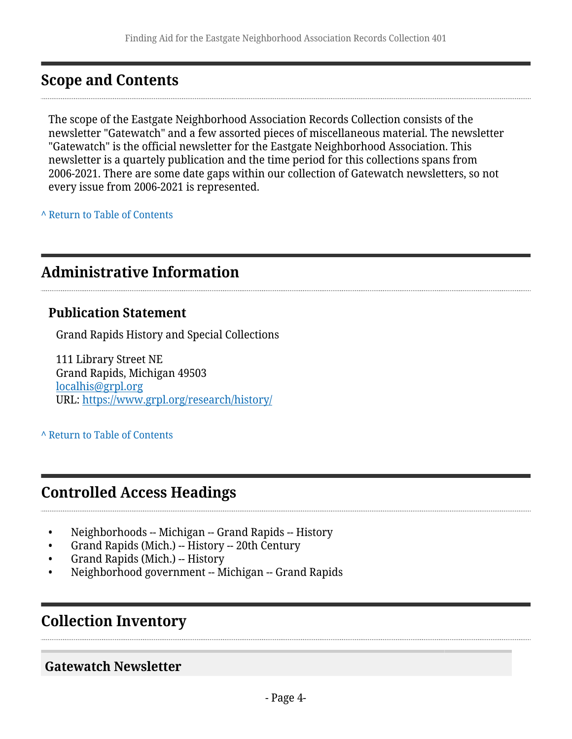## Scope and Contents

The scope of the Eastgate Neighborhood Association Records Collection consists of the newsletter "Gatewatch" and a few assorted pieces of miscellaneous material. The newsletter "Gatewatch" is the official newsletter for the Eastgate Neighborhood Association. This newsletter is a quartely publication and the time period for this collections spans from 2006-2021. There are some date gaps within our collection of Gatewatch newsletters, so not every issue from 2006-2021 is represented.

^ Return to Table of Contents

## Administrative Information

### Publication Statement

Grand Rapids History and Special Collections

111 Library Street NE
Grand Rapids, Michigan 49503
localhis@grpl.org
URL: https://www.grpl.org/research/history/

^ Return to Table of Contents

## Controlled Access Headings

- Neighborhoods -- Michigan -- Grand Rapids -- History
- Grand Rapids (Mich.) -- History -- 20th Century
- Grand Rapids (Mich.) -- History
- Neighborhood government -- Michigan -- Grand Rapids

## Collection Inventory

### Gatewatch Newsletter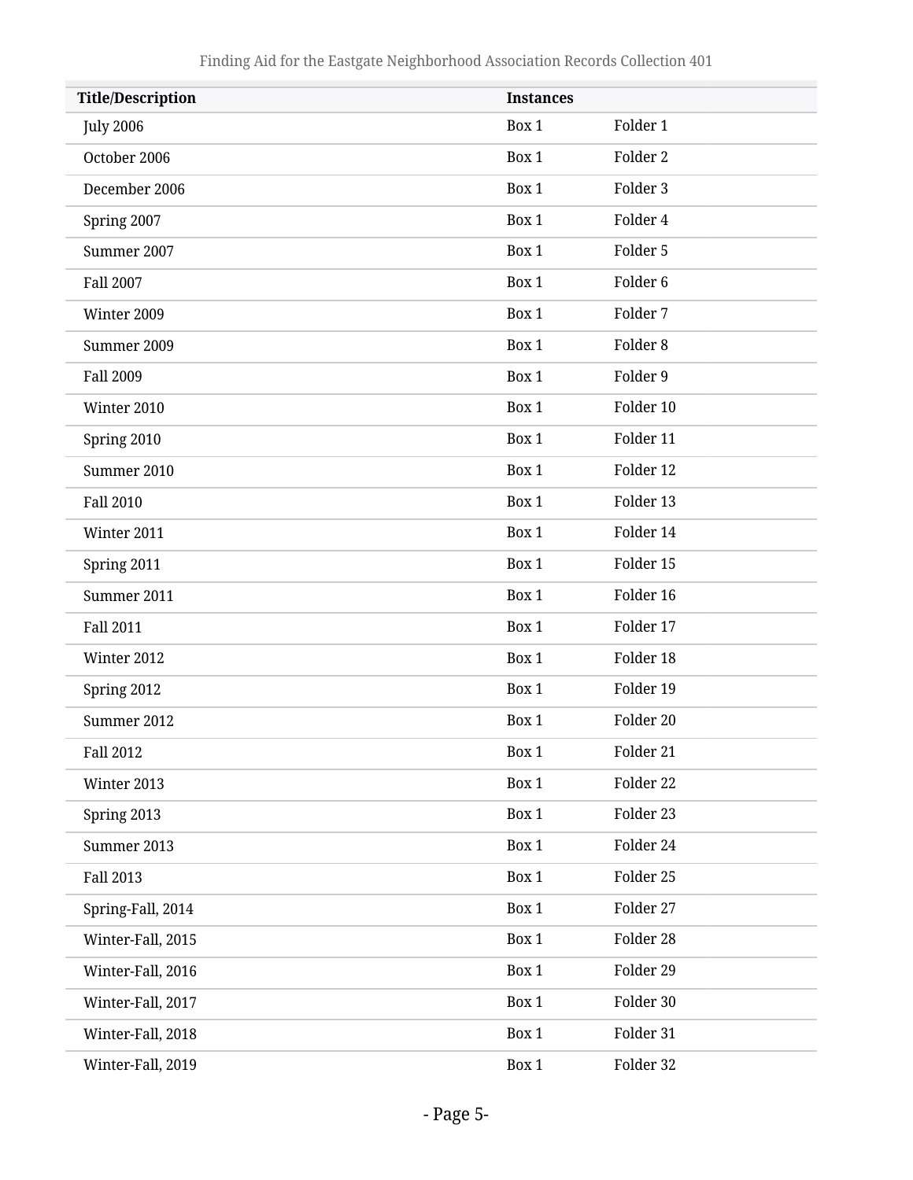| Title/Description | Instances | |
|---|---|---|
| July 2006 | Box 1 | Folder 1 |
| October 2006 | Box 1 | Folder 2 |
| December 2006 | Box 1 | Folder 3 |
| Spring 2007 | Box 1 | Folder 4 |
| Summer 2007 | Box 1 | Folder 5 |
| Fall 2007 | Box 1 | Folder 6 |
| Winter 2009 | Box 1 | Folder 7 |
| Summer 2009 | Box 1 | Folder 8 |
| Fall 2009 | Box 1 | Folder 9 |
| Winter 2010 | Box 1 | Folder 10 |
| Spring 2010 | Box 1 | Folder 11 |
| Summer 2010 | Box 1 | Folder 12 |
| Fall 2010 | Box 1 | Folder 13 |
| Winter 2011 | Box 1 | Folder 14 |
| Spring 2011 | Box 1 | Folder 15 |
| Summer 2011 | Box 1 | Folder 16 |
| Fall 2011 | Box 1 | Folder 17 |
| Winter 2012 | Box 1 | Folder 18 |
| Spring 2012 | Box 1 | Folder 19 |
| Summer 2012 | Box 1 | Folder 20 |
| Fall 2012 | Box 1 | Folder 21 |
| Winter 2013 | Box 1 | Folder 22 |
| Spring 2013 | Box 1 | Folder 23 |
| Summer 2013 | Box 1 | Folder 24 |
| Fall 2013 | Box 1 | Folder 25 |
| Spring-Fall, 2014 | Box 1 | Folder 27 |
| Winter-Fall, 2015 | Box 1 | Folder 28 |
| Winter-Fall, 2016 | Box 1 | Folder 29 |
| Winter-Fall, 2017 | Box 1 | Folder 30 |
| Winter-Fall, 2018 | Box 1 | Folder 31 |
| Winter-Fall, 2019 | Box 1 | Folder 32 |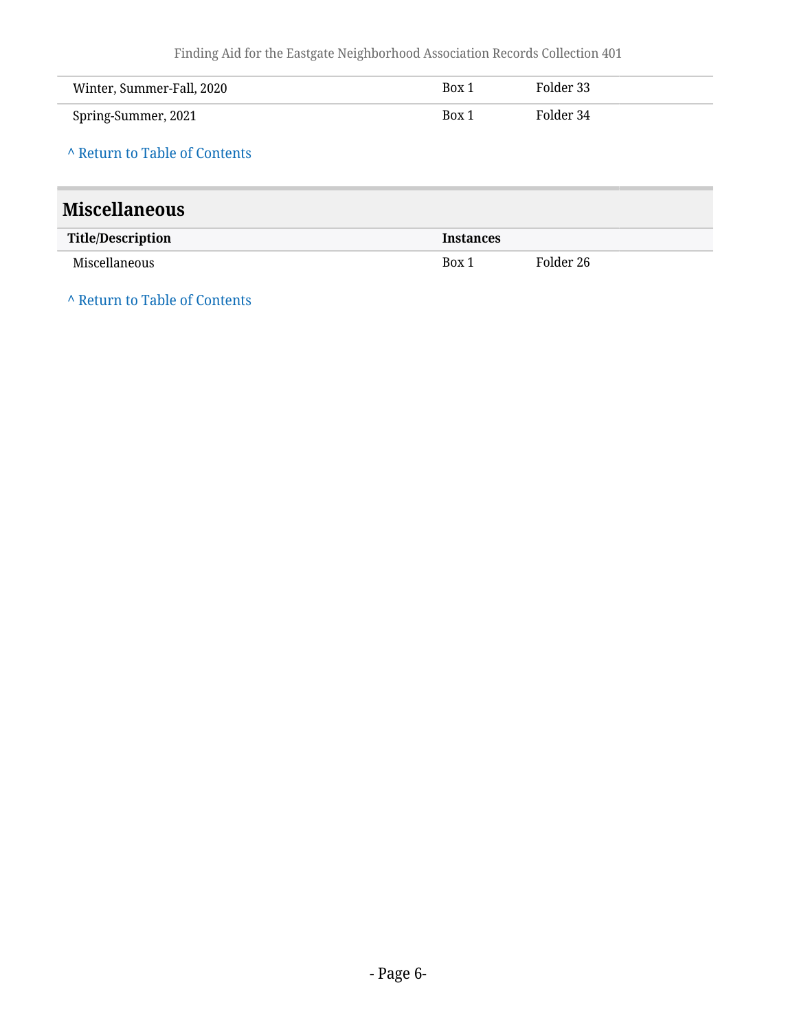| | | |
|---|---|---|
| Winter, Summer-Fall, 2020 | Box 1 | Folder 33 |
| Spring-Summer, 2021 | Box 1 | Folder 34 |

^ Return to Table of Contents

## Miscellaneous

| Title/Description | Instances | |
|---|---|---|
| Miscellaneous | Box 1 | Folder 26 |

^ Return to Table of Contents